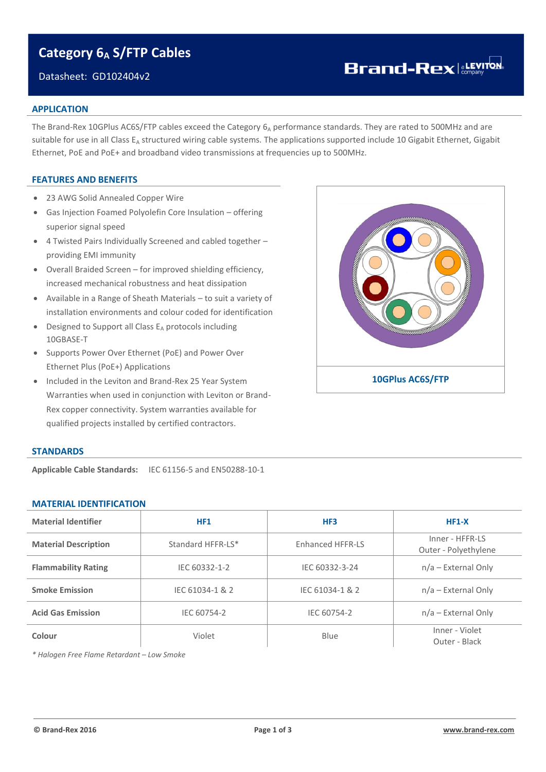# Category $6_A$ S/FTP Cables

Datasheet: GD102404v2

## APPLICATION

The Brand-Rex 10GPlus AC6S/FTP cables exceed the Category $6_A$ performance standards. They are rated to 500MHz and are suitable for use in all Class $E_A$ structured wiring cable systems. The applications supported include 10 Gigabit Ethernet, Gigabit Ethernet, PoE and PoE+ and broadband video transmissions at frequencies up to 500MHz.

## FEATURES AND BENEFITS

- 23 AWG Solid Annealed Copper Wire
- Gas Injection Foamed Polyolefin Core Insulation – offering superior signal speed
- 4 Twisted Pairs Individually Screened and cabled together – providing EMI immunity
- Overall Braided Screen – for improved shielding efficiency, increased mechanical robustness and heat dissipation
- Available in a Range of Sheath Materials – to suit a variety of installation environments and colour coded for identification
- Designed to Support all Class $E_A$ protocols including 10GBASE-T
- Supports Power Over Ethernet (PoE) and Power Over Ethernet Plus (PoE+) Applications
- Included in the Leviton and Brand-Rex 25 Year System Warranties when used in conjunction with Leviton or Brand-Rex copper connectivity. System warranties available for qualified projects installed by certified contractors.

10GPlus AC6S/FTP

## STANDARDS

**Applicable Cable Standards:** IEC 61156-5 and EN50288-10-1

## MATERIAL IDENTIFICATION

| Material Identifier | HF1 | HF3 | HF1-X |
|---|---|---|---|
| **Material Description** | Standard HFFR-LS* | Enhanced HFFR-LS | Inner - HFFR-LS<br>Outer - Polyethylene |
| **Flammability Rating** | IEC 60332-1-2 | IEC 60332-3-24 | n/a – External Only |
| **Smoke Emission** | IEC 61034-1 & 2 | IEC 61034-1 & 2 | n/a – External Only |
| **Acid Gas Emission** | IEC 60754-2 | IEC 60754-2 | n/a – External Only |
| **Colour** | Violet | Blue | Inner - Violet<br>Outer - Black |

*\* Halogen Free Flame Retardant – Low Smoke*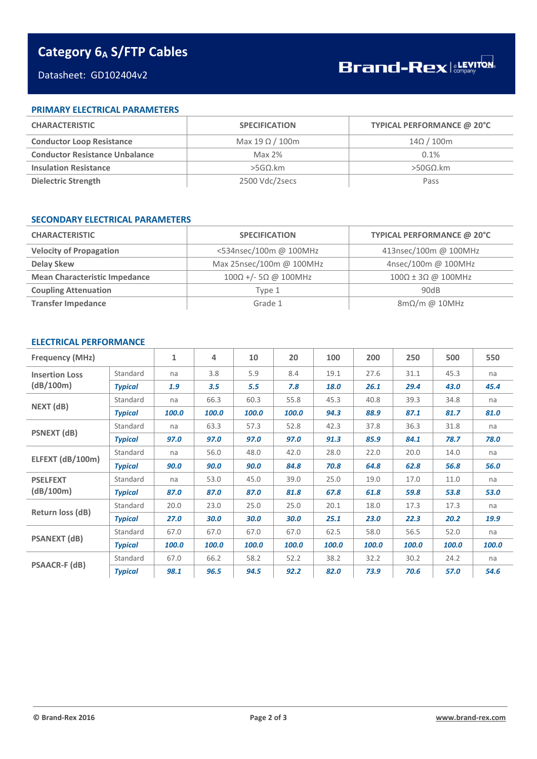# Category 6$_A$ S/FTP Cables

Datasheet: GD102404v2

Brand-Rex | a LEVITON company

## PRIMARY ELECTRICAL PARAMETERS

| CHARACTERISTIC | SPECIFICATION | TYPICAL PERFORMANCE @ 20°C |
|---|---|---|
| **Conductor Loop Resistance** | Max 19 Ω / 100m | 14Ω / 100m |
| **Conductor Resistance Unbalance** | Max 2% | 0.1% |
| **Insulation Resistance** | >5GΩ.km | >50GΩ.km |
| **Dielectric Strength** | 2500 Vdc/2secs | Pass |

## SECONDARY ELECTRICAL PARAMETERS

| CHARACTERISTIC | SPECIFICATION | TYPICAL PERFORMANCE @ 20°C |
|---|---|---|
| **Velocity of Propagation** | <534nsec/100m @ 100MHz | 413nsec/100m @ 100MHz |
| **Delay Skew** | Max 25nsec/100m @ 100MHz | 4nsec/100m @ 100MHz |
| **Mean Characteristic Impedance** | 100Ω +/- 5Ω @ 100MHz | 100Ω ± 3Ω @ 100MHz |
| **Coupling Attenuation** | Type 1 | 90dB |
| **Transfer Impedance** | Grade 1 | 8mΩ/m @ 10MHz |

## ELECTRICAL PERFORMANCE

| Frequency (MHz) | | 1 | 4 | 10 | 20 | 100 | 200 | 250 | 500 | 550 |
|---|---|---|---|---|---|---|---|---|---|---|
| **Insertion Loss (dB/100m)** | Standard | na | 3.8 | 5.9 | 8.4 | 19.1 | 27.6 | 31.1 | 45.3 | na |
| | ***Typical*** | ***1.9*** | ***3.5*** | ***5.5*** | ***7.8*** | ***18.0*** | ***26.1*** | ***29.4*** | ***43.0*** | ***45.4*** |
| **NEXT (dB)** | Standard | na | 66.3 | 60.3 | 55.8 | 45.3 | 40.8 | 39.3 | 34.8 | na |
| | ***Typical*** | ***100.0*** | ***100.0*** | ***100.0*** | ***100.0*** | ***94.3*** | ***88.9*** | ***87.1*** | ***81.7*** | ***81.0*** |
| **PSNEXT (dB)** | Standard | na | 63.3 | 57.3 | 52.8 | 42.3 | 37.8 | 36.3 | 31.8 | na |
| | ***Typical*** | ***97.0*** | ***97.0*** | ***97.0*** | ***97.0*** | ***91.3*** | ***85.9*** | ***84.1*** | ***78.7*** | ***78.0*** |
| **ELFEXT (dB/100m)** | Standard | na | 56.0 | 48.0 | 42.0 | 28.0 | 22.0 | 20.0 | 14.0 | na |
| | ***Typical*** | ***90.0*** | ***90.0*** | ***90.0*** | ***84.8*** | ***70.8*** | ***64.8*** | ***62.8*** | ***56.8*** | ***56.0*** |
| **PSELFEXT (dB/100m)** | Standard | na | 53.0 | 45.0 | 39.0 | 25.0 | 19.0 | 17.0 | 11.0 | na |
| | ***Typical*** | ***87.0*** | ***87.0*** | ***87.0*** | ***81.8*** | ***67.8*** | ***61.8*** | ***59.8*** | ***53.8*** | ***53.0*** |
| **Return loss (dB)** | Standard | 20.0 | 23.0 | 25.0 | 25.0 | 20.1 | 18.0 | 17.3 | 17.3 | na |
| | ***Typical*** | ***27.0*** | ***30.0*** | ***30.0*** | ***30.0*** | ***25.1*** | ***23.0*** | ***22.3*** | ***20.2*** | ***19.9*** |
| **PSANEXT (dB)** | Standard | 67.0 | 67.0 | 67.0 | 67.0 | 62.5 | 58.0 | 56.5 | 52.0 | na |
| | ***Typical*** | ***100.0*** | ***100.0*** | ***100.0*** | ***100.0*** | ***100.0*** | ***100.0*** | ***100.0*** | ***100.0*** | ***100.0*** |
| **PSAACR-F (dB)** | Standard | 67.0 | 66.2 | 58.2 | 52.2 | 38.2 | 32.2 | 30.2 | 24.2 | na |
| | ***Typical*** | ***98.1*** | ***96.5*** | ***94.5*** | ***92.2*** | ***82.0*** | ***73.9*** | ***70.6*** | ***57.0*** | ***54.6*** |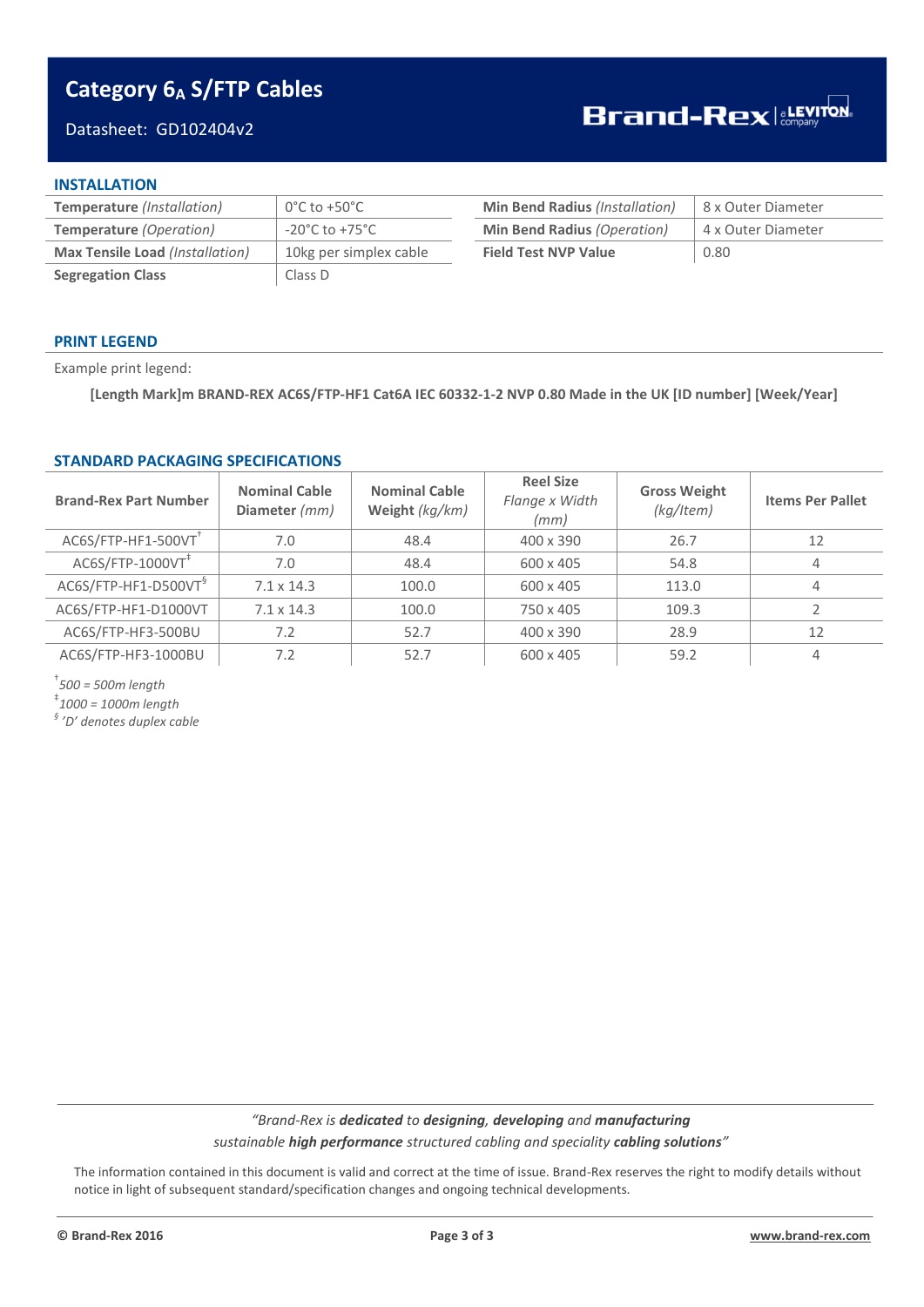# Category 6$_A$ S/FTP Cables

Datasheet: GD102404v2

Brand-Rex | a LEVITON company

## INSTALLATION

| | |
|---|---|
| **Temperature** *(Installation)* | 0°C to +50°C |
| **Temperature** *(Operation)* | -20°C to +75°C |
| **Max Tensile Load** *(Installation)* | 10kg per simplex cable |
| **Segregation Class** | Class D |

| | |
|---|---|
| **Min Bend Radius** *(Installation)* | 8 x Outer Diameter |
| **Min Bend Radius** *(Operation)* | 4 x Outer Diameter |
| **Field Test NVP Value** | 0.80 |

## PRINT LEGEND

Example print legend:

**[Length Mark]m BRAND-REX AC6S/FTP-HF1 Cat6A IEC 60332-1-2 NVP 0.80 Made in the UK [ID number] [Week/Year]**

## STANDARD PACKAGING SPECIFICATIONS

| Brand-Rex Part Number | Nominal Cable Diameter *(mm)* | Nominal Cable Weight *(kg/km)* | Reel Size *Flange x Width (mm)* | Gross Weight *(kg/Item)* | Items Per Pallet |
|---|---|---|---|---|---|
| AC6S/FTP-HF1-500VT[†] | 7.0 | 48.4 | 400 x 390 | 26.7 | 12 |
| AC6S/FTP-1000VT[‡] | 7.0 | 48.4 | 600 x 405 | 54.8 | 4 |
| AC6S/FTP-HF1-D500VT[§] | 7.1 x 14.3 | 100.0 | 600 x 405 | 113.0 | 4 |
| AC6S/FTP-HF1-D1000VT | 7.1 x 14.3 | 100.0 | 750 x 405 | 109.3 | 2 |
| AC6S/FTP-HF3-500BU | 7.2 | 52.7 | 400 x 390 | 28.9 | 12 |
| AC6S/FTP-HF3-1000BU | 7.2 | 52.7 | 600 x 405 | 59.2 | 4 |

[†] *500 = 500m length*

[‡] *1000 = 1000m length*

[§] *'D' denotes duplex cable*

*"Brand-Rex is **dedicated** to **designing**, **developing** and **manufacturing** sustainable **high performance** structured cabling and speciality **cabling solutions**"*

The information contained in this document is valid and correct at the time of issue. Brand-Rex reserves the right to modify details without notice in light of subsequent standard/specification changes and ongoing technical developments.

**© Brand-Rex 2016** **www.brand-rex.com**